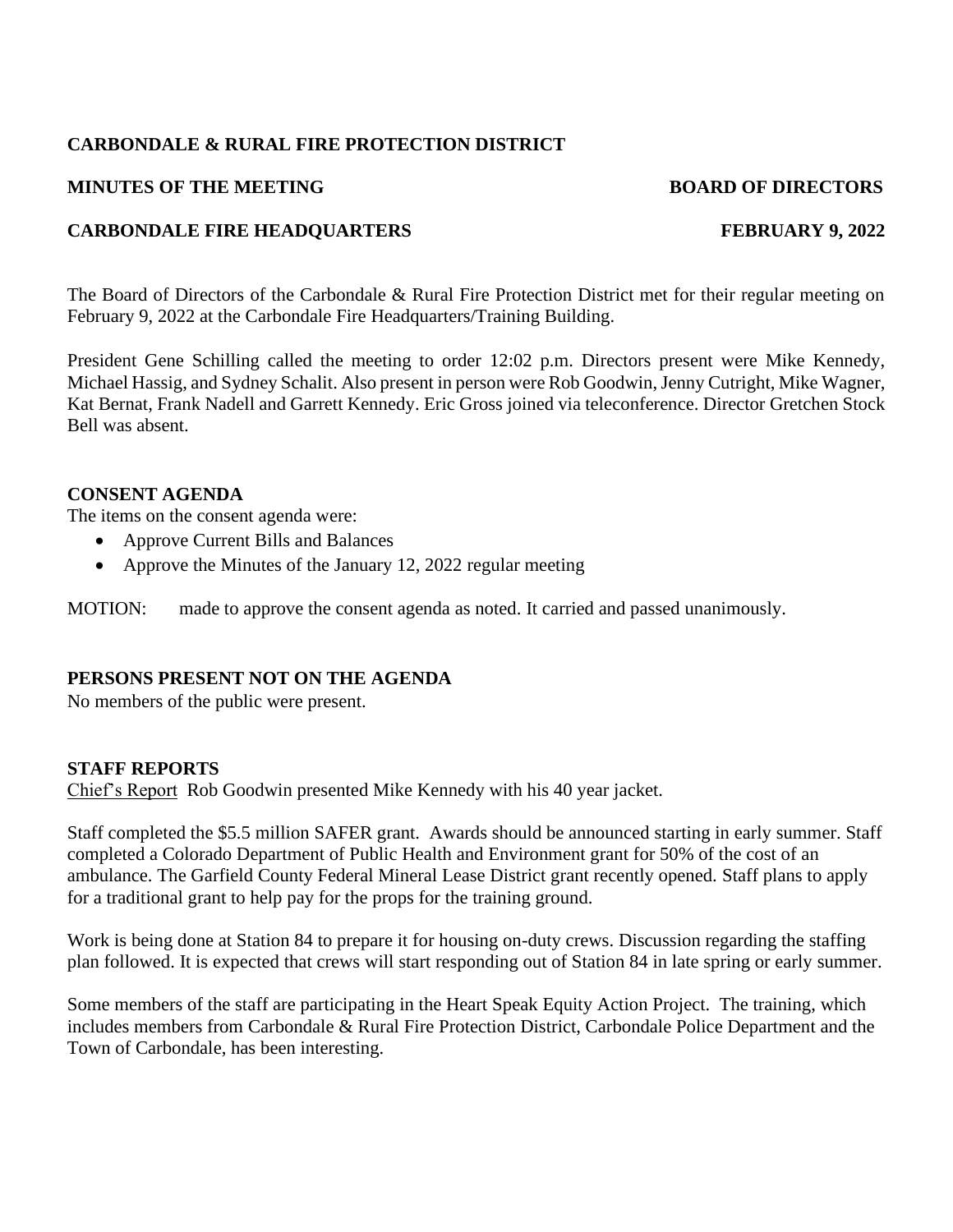**CARBONDALE & RURAL FIRE PROTECTION DISTRICT**

**MINUTES OF THE MEETING** **BOARD OF DIRECTORS**

**CARBONDALE FIRE HEADQUARTERS** **FEBRUARY 9, 2022**

The Board of Directors of the Carbondale & Rural Fire Protection District met for their regular meeting on February 9, 2022 at the Carbondale Fire Headquarters/Training Building.

President Gene Schilling called the meeting to order 12:02 p.m. Directors present were Mike Kennedy, Michael Hassig, and Sydney Schalit. Also present in person were Rob Goodwin, Jenny Cutright, Mike Wagner, Kat Bernat, Frank Nadell and Garrett Kennedy. Eric Gross joined via teleconference. Director Gretchen Stock Bell was absent.

**CONSENT AGENDA**

The items on the consent agenda were:

- Approve Current Bills and Balances
- Approve the Minutes of the January 12, 2022 regular meeting

MOTION: made to approve the consent agenda as noted. It carried and passed unanimously.

**PERSONS PRESENT NOT ON THE AGENDA**

No members of the public were present.

**STAFF REPORTS**

Chief's Report Rob Goodwin presented Mike Kennedy with his 40 year jacket.

Staff completed the $5.5 million SAFER grant. Awards should be announced starting in early summer. Staff completed a Colorado Department of Public Health and Environment grant for 50% of the cost of an ambulance. The Garfield County Federal Mineral Lease District grant recently opened. Staff plans to apply for a traditional grant to help pay for the props for the training ground.

Work is being done at Station 84 to prepare it for housing on-duty crews. Discussion regarding the staffing plan followed. It is expected that crews will start responding out of Station 84 in late spring or early summer.

Some members of the staff are participating in the Heart Speak Equity Action Project. The training, which includes members from Carbondale & Rural Fire Protection District, Carbondale Police Department and the Town of Carbondale, has been interesting.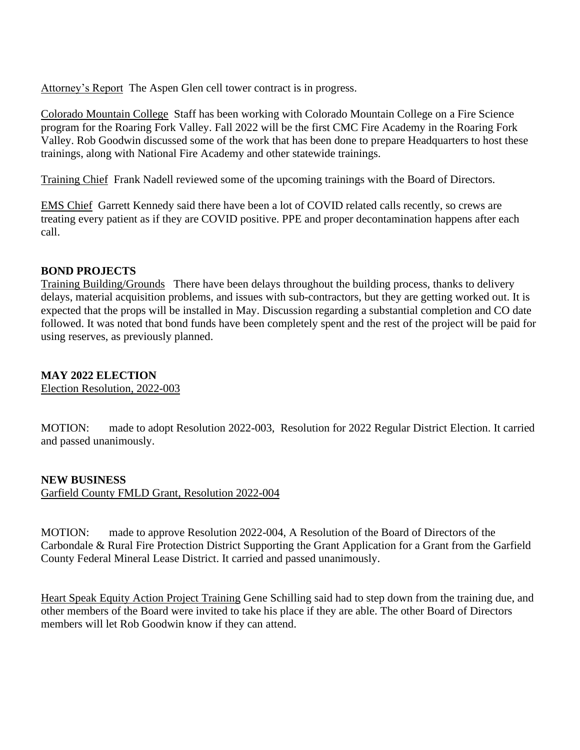Attorney's Report The Aspen Glen cell tower contract is in progress.

Colorado Mountain College Staff has been working with Colorado Mountain College on a Fire Science program for the Roaring Fork Valley. Fall 2022 will be the first CMC Fire Academy in the Roaring Fork Valley. Rob Goodwin discussed some of the work that has been done to prepare Headquarters to host these trainings, along with National Fire Academy and other statewide trainings.

Training Chief Frank Nadell reviewed some of the upcoming trainings with the Board of Directors.

EMS Chief Garrett Kennedy said there have been a lot of COVID related calls recently, so crews are treating every patient as if they are COVID positive. PPE and proper decontamination happens after each call.

**BOND PROJECTS**

Training Building/Grounds There have been delays throughout the building process, thanks to delivery delays, material acquisition problems, and issues with sub-contractors, but they are getting worked out. It is expected that the props will be installed in May. Discussion regarding a substantial completion and CO date followed. It was noted that bond funds have been completely spent and the rest of the project will be paid for using reserves, as previously planned.

**MAY 2022 ELECTION**

Election Resolution, 2022-003

MOTION: made to adopt Resolution 2022-003, Resolution for 2022 Regular District Election. It carried and passed unanimously.

**NEW BUSINESS**

Garfield County FMLD Grant, Resolution 2022-004

MOTION: made to approve Resolution 2022-004, A Resolution of the Board of Directors of the Carbondale & Rural Fire Protection District Supporting the Grant Application for a Grant from the Garfield County Federal Mineral Lease District. It carried and passed unanimously.

Heart Speak Equity Action Project Training Gene Schilling said had to step down from the training due, and other members of the Board were invited to take his place if they are able. The other Board of Directors members will let Rob Goodwin know if they can attend.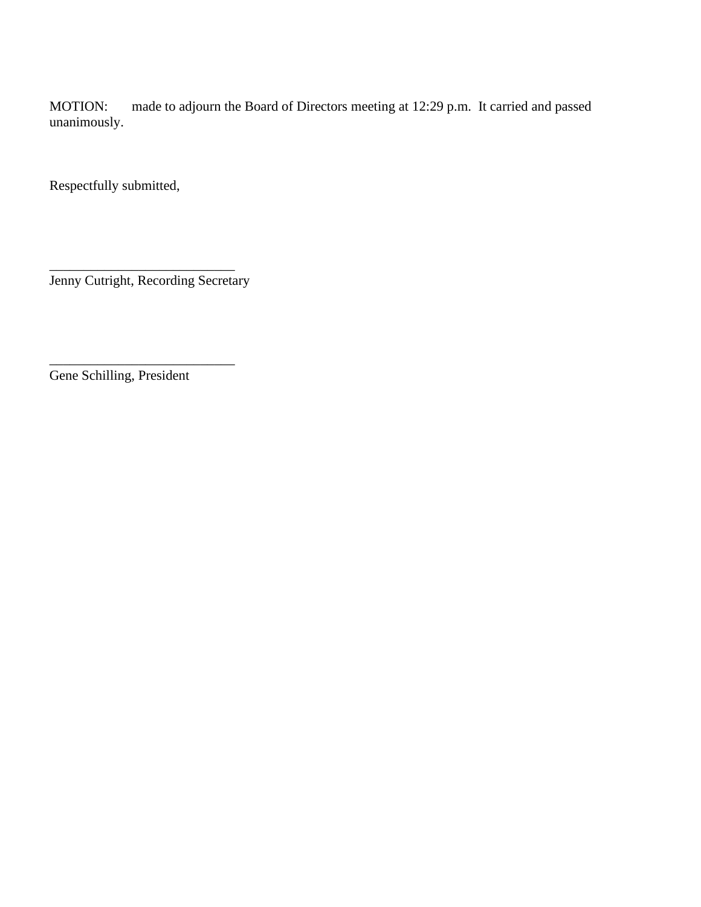MOTION: made to adjourn the Board of Directors meeting at 12:29 p.m. It carried and passed unanimously.

Respectfully submitted,

___________________________
Jenny Cutright, Recording Secretary

___________________________
Gene Schilling, President